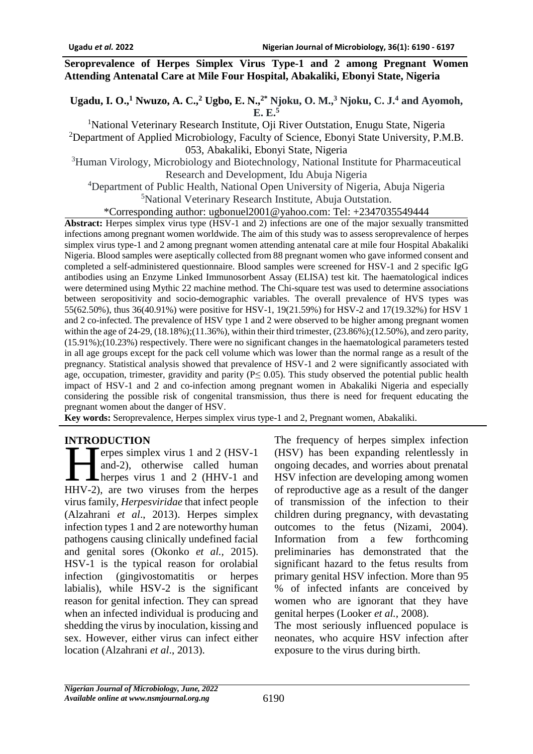# Seroprevalence of Herpes Simplex Virus Type-1 and 2 among Pregnant Women Attending Antenatal Care at Mile Four Hospital, Abakaliki, Ebonyi State, Nigeria

**Ugadu, I. O.,[1] Nwuzo, A. C.,[2] Ugbo, E. N.,[2*] Njoku, O. M.,[3] Njoku, C. J.[4] and Ayomoh, E. E.[5]**

[1]National Veterinary Research Institute, Oji River Outstation, Enugu State, Nigeria
[2]Department of Applied Microbiology, Faculty of Science, Ebonyi State University, P.M.B. 053, Abakaliki, Ebonyi State, Nigeria
[3]Human Virology, Microbiology and Biotechnology, National Institute for Pharmaceutical Research and Development, Idu Abuja Nigeria
[4]Department of Public Health, National Open University of Nigeria, Abuja Nigeria
[5]National Veterinary Research Institute, Abuja Outstation.
*Corresponding author: ugbonuel2001@yahoo.com: Tel: +2347035549444

**Abstract:** Herpes simplex virus type (HSV-1 and 2) infections are one of the major sexually transmitted infections among pregnant women worldwide. The aim of this study was to assess seroprevalence of herpes simplex virus type-1 and 2 among pregnant women attending antenatal care at mile four Hospital Abakaliki Nigeria. Blood samples were aseptically collected from 88 pregnant women who gave informed consent and completed a self-administered questionnaire. Blood samples were screened for HSV-1 and 2 specific IgG antibodies using an Enzyme Linked Immunosorbent Assay (ELISA) test kit. The haematological indices were determined using Mythic 22 machine method. The Chi-square test was used to determine associations between seropositivity and socio-demographic variables. The overall prevalence of HVS types was 55(62.50%), thus 36(40.91%) were positive for HSV-1, 19(21.59%) for HSV-2 and 17(19.32%) for HSV 1 and 2 co-infected. The prevalence of HSV type 1 and 2 were observed to be higher among pregnant women within the age of 24-29, (18.18%);(11.36%), within their third trimester, (23.86%);(12.50%), and zero parity, (15.91%);(10.23%) respectively. There were no significant changes in the haematological parameters tested in all age groups except for the pack cell volume which was lower than the normal range as a result of the pregnancy. Statistical analysis showed that prevalence of HSV-1 and 2 were significantly associated with age, occupation, trimester, gravidity and parity ($P \leq 0.05$). This study observed the potential public health impact of HSV-1 and 2 and co-infection among pregnant women in Abakaliki Nigeria and especially considering the possible risk of congenital transmission, thus there is need for frequent educating the pregnant women about the danger of HSV.

**Key words:** Seroprevalence, Herpes simplex virus type-1 and 2, Pregnant women, Abakaliki.

## INTRODUCTION

Herpes simplex virus 1 and 2 (HSV-1 and-2), otherwise called human herpes virus 1 and 2 (HHV-1 and HHV-2), are two viruses from the herpes virus family, *Herpesviridae* that infect people (Alzahrani *et al*., 2013). Herpes simplex infection types 1 and 2 are noteworthy human pathogens causing clinically undefined facial and genital sores (Okonko *et al.*, 2015). HSV-1 is the typical reason for orolabial infection (gingivostomatitis or herpes labialis), while HSV-2 is the significant reason for genital infection. They can spread when an infected individual is producing and shedding the virus by inoculation, kissing and sex. However, either virus can infect either location (Alzahrani *et al*., 2013).

The frequency of herpes simplex infection (HSV) has been expanding relentlessly in ongoing decades, and worries about prenatal HSV infection are developing among women of reproductive age as a result of the danger of transmission of the infection to their children during pregnancy, with devastating outcomes to the fetus (Nizami, 2004). Information from a few forthcoming preliminaries has demonstrated that the significant hazard to the fetus results from primary genital HSV infection. More than 95 % of infected infants are conceived by women who are ignorant that they have genital herpes (Looker *et al.*, 2008).

The most seriously influenced populace is neonates, who acquire HSV infection after exposure to the virus during birth.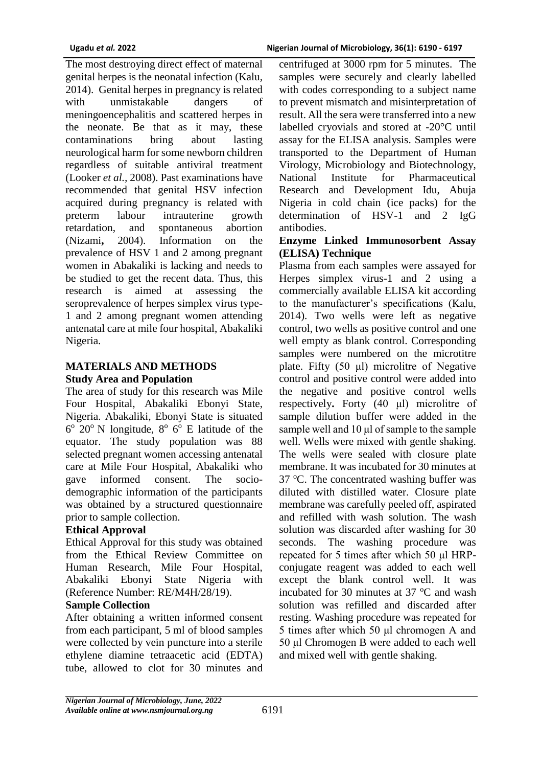The most destroying direct effect of maternal genital herpes is the neonatal infection (Kalu, 2014). Genital herpes in pregnancy is related with unmistakable dangers of meningoencephalitis and scattered herpes in the neonate. Be that as it may, these contaminations bring about lasting neurological harm for some newborn children regardless of suitable antiviral treatment (Looker *et al.*, 2008). Past examinations have recommended that genital HSV infection acquired during pregnancy is related with preterm labour intrauterine growth retardation, and spontaneous abortion (Nizami**,** 2004). Information on the prevalence of HSV 1 and 2 among pregnant women in Abakaliki is lacking and needs to be studied to get the recent data. Thus, this research is aimed at assessing the seroprevalence of herpes simplex virus type-1 and 2 among pregnant women attending antenatal care at mile four hospital, Abakaliki Nigeria.

## MATERIALS AND METHODS

### Study Area and Population

The area of study for this research was Mile Four Hospital, Abakaliki Ebonyi State, Nigeria. Abakaliki, Ebonyi State is situated $6^o$ $20^o$ N longitude, $8^o$ $6^o$ E latitude of the equator. The study population was 88 selected pregnant women accessing antenatal care at Mile Four Hospital, Abakaliki who gave informed consent. The socio-demographic information of the participants was obtained by a structured questionnaire prior to sample collection.

### Ethical Approval

Ethical Approval for this study was obtained from the Ethical Review Committee on Human Research, Mile Four Hospital, Abakaliki Ebonyi State Nigeria with (Reference Number: RE/M4H/28/19).

### Sample Collection

After obtaining a written informed consent from each participant, 5 ml of blood samples were collected by vein puncture into a sterile ethylene diamine tetraacetic acid (EDTA) tube, allowed to clot for 30 minutes and centrifuged at 3000 rpm for 5 minutes. The samples were securely and clearly labelled with codes corresponding to a subject name to prevent mismatch and misinterpretation of result. All the sera were transferred into a new labelled cryovials and stored at -20°C until assay for the ELISA analysis. Samples were transported to the Department of Human Virology, Microbiology and Biotechnology, National Institute for Pharmaceutical Research and Development Idu, Abuja Nigeria in cold chain (ice packs) for the determination of HSV-1 and 2 IgG antibodies.

### Enzyme Linked Immunosorbent Assay (ELISA) Technique

Plasma from each samples were assayed for Herpes simplex virus-1 and 2 using a commercially available ELISA kit according to the manufacturer's specifications (Kalu, 2014). Two wells were left as negative control, two wells as positive control and one well empty as blank control. Corresponding samples were numbered on the microtitre plate. Fifty (50 μl) microlitre of Negative control and positive control were added into the negative and positive control wells respectively**.** Forty (40 μl) microlitre of sample dilution buffer were added in the sample well and 10 μl of sample to the sample well. Wells were mixed with gentle shaking. The wells were sealed with closure plate membrane. It was incubated for 30 minutes at 37 $^o$C. The concentrated washing buffer was diluted with distilled water. Closure plate membrane was carefully peeled off, aspirated and refilled with wash solution. The wash solution was discarded after washing for 30 seconds. The washing procedure was repeated for 5 times after which 50 μl HRP-conjugate reagent was added to each well except the blank control well. It was incubated for 30 minutes at 37 $^o$C and wash solution was refilled and discarded after resting. Washing procedure was repeated for 5 times after which 50 μl chromogen A and 50 μl Chromogen B were added to each well and mixed well with gentle shaking.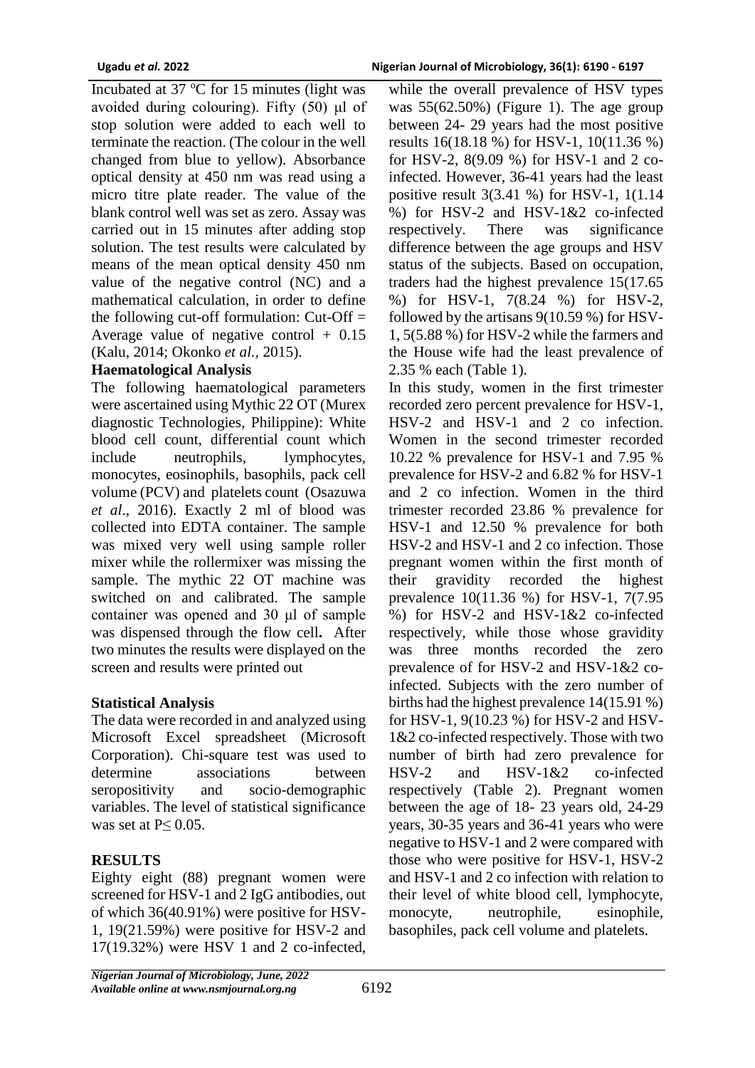Incubated at 37 $^{o}$C for 15 minutes (light was avoided during colouring). Fifty (50) μl of stop solution were added to each well to terminate the reaction. (The colour in the well changed from blue to yellow). Absorbance optical density at 450 nm was read using a micro titre plate reader. The value of the blank control well was set as zero. Assay was carried out in 15 minutes after adding stop solution. The test results were calculated by means of the mean optical density 450 nm value of the negative control (NC) and a mathematical calculation, in order to define the following cut-off formulation: Cut-Off = Average value of negative control + 0.15 (Kalu, 2014; Okonko *et al.,* 2015).

**Haematological Analysis**

The following haematological parameters were ascertained using Mythic 22 OT (Murex diagnostic Technologies, Philippine): White blood cell count, differential count which include neutrophils, lymphocytes, monocytes, eosinophils, basophils, pack cell volume (PCV) and platelets count (Osazuwa *et al*., 2016). Exactly 2 ml of blood was collected into EDTA container. The sample was mixed very well using sample roller mixer while the rollermixer was missing the sample. The mythic 22 OT machine was switched on and calibrated. The sample container was opened and 30 μl of sample was dispensed through the flow cell**.** After two minutes the results were displayed on the screen and results were printed out

**Statistical Analysis**

The data were recorded in and analyzed using Microsoft Excel spreadsheet (Microsoft Corporation). Chi-square test was used to determine associations between seropositivity and socio-demographic variables. The level of statistical significance was set at $P \leq 0.05$.

## RESULTS

Eighty eight (88) pregnant women were screened for HSV-1 and 2 IgG antibodies, out of which 36(40.91%) were positive for HSV-1, 19(21.59%) were positive for HSV-2 and 17(19.32%) were HSV 1 and 2 co-infected, while the overall prevalence of HSV types was 55(62.50%) (Figure 1). The age group between 24- 29 years had the most positive results 16(18.18 %) for HSV-1, 10(11.36 %) for HSV-2, 8(9.09 %) for HSV-1 and 2 co-infected. However, 36-41 years had the least positive result 3(3.41 %) for HSV-1, 1(1.14 %) for HSV-2 and HSV-1&2 co-infected respectively. There was significance difference between the age groups and HSV status of the subjects. Based on occupation, traders had the highest prevalence 15(17.65 %) for HSV-1, 7(8.24 %) for HSV-2, followed by the artisans 9(10.59 %) for HSV-1, 5(5.88 %) for HSV-2 while the farmers and the House wife had the least prevalence of 2.35 % each (Table 1).

In this study, women in the first trimester recorded zero percent prevalence for HSV-1, HSV-2 and HSV-1 and 2 co infection. Women in the second trimester recorded 10.22 % prevalence for HSV-1 and 7.95 % prevalence for HSV-2 and 6.82 % for HSV-1 and 2 co infection. Women in the third trimester recorded 23.86 % prevalence for HSV-1 and 12.50 % prevalence for both HSV-2 and HSV-1 and 2 co infection. Those pregnant women within the first month of their gravidity recorded the highest prevalence 10(11.36 %) for HSV-1, 7(7.95 %) for HSV-2 and HSV-1&2 co-infected respectively, while those whose gravidity was three months recorded the zero prevalence of for HSV-2 and HSV-1&2 co-infected. Subjects with the zero number of births had the highest prevalence 14(15.91 %) for HSV-1, 9(10.23 %) for HSV-2 and HSV-1&2 co-infected respectively. Those with two number of birth had zero prevalence for HSV-2 and HSV-1&2 co-infected respectively (Table 2). Pregnant women between the age of 18- 23 years old, 24-29 years, 30-35 years and 36-41 years who were negative to HSV-1 and 2 were compared with those who were positive for HSV-1, HSV-2 and HSV-1 and 2 co infection with relation to their level of white blood cell, lymphocyte, monocyte, neutrophile, esinophile, basophiles, pack cell volume and platelets.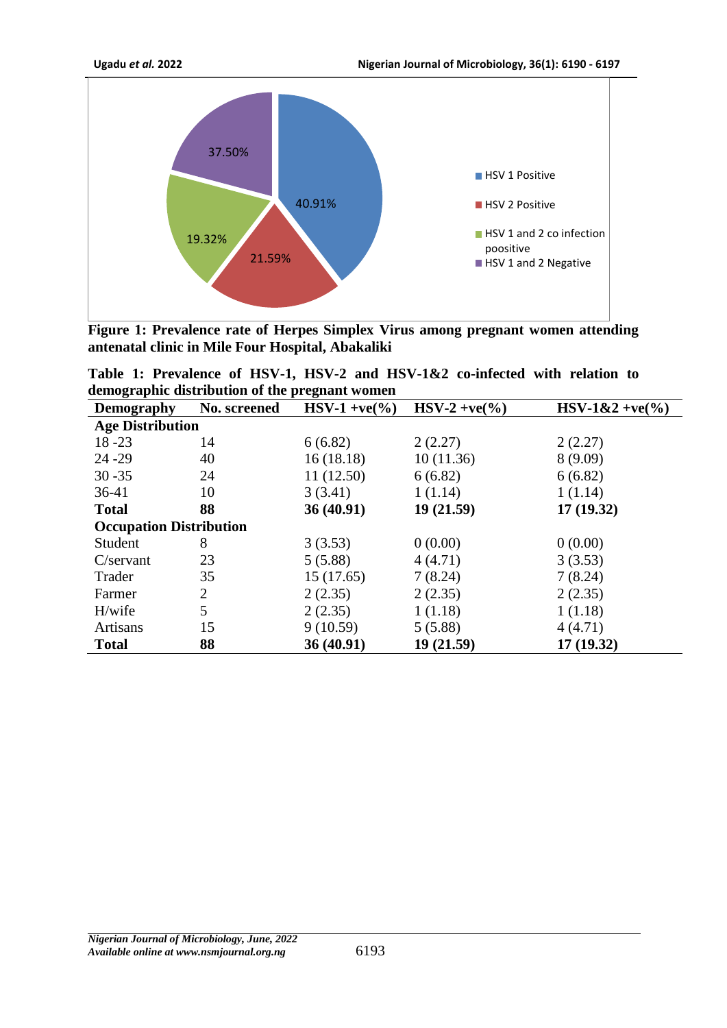**Figure 1: Prevalence rate of Herpes Simplex Virus among pregnant women attending antenatal clinic in Mile Four Hospital, Abakaliki**

**Table 1: Prevalence of HSV-1, HSV-2 and HSV-1&2 co-infected with relation to demographic distribution of the pregnant women**

| Demography | No. screened | HSV-1 +ve(%) | HSV-2 +ve(%) | HSV-1&2 +ve(%) |
|---|---|---|---|---|
| **Age Distribution** | | | | |
| 18 -23 | 14 | 6 (6.82) | 2 (2.27) | 2 (2.27) |
| 24 -29 | 40 | 16 (18.18) | 10 (11.36) | 8 (9.09) |
| 30 -35 | 24 | 11 (12.50) | 6 (6.82) | 6 (6.82) |
| 36-41 | 10 | 3 (3.41) | 1 (1.14) | 1 (1.14) |
| **Total** | **88** | **36 (40.91)** | **19 (21.59)** | **17 (19.32)** |
| **Occupation Distribution** | | | | |
| Student | 8 | 3 (3.53) | 0 (0.00) | 0 (0.00) |
| C/servant | 23 | 5 (5.88) | 4 (4.71) | 3 (3.53) |
| Trader | 35 | 15 (17.65) | 7 (8.24) | 7 (8.24) |
| Farmer | 2 | 2 (2.35) | 2 (2.35) | 2 (2.35) |
| H/wife | 5 | 2 (2.35) | 1 (1.18) | 1 (1.18) |
| Artisans | 15 | 9 (10.59) | 5 (5.88) | 4 (4.71) |
| **Total** | **88** | **36 (40.91)** | **19 (21.59)** | **17 (19.32)** |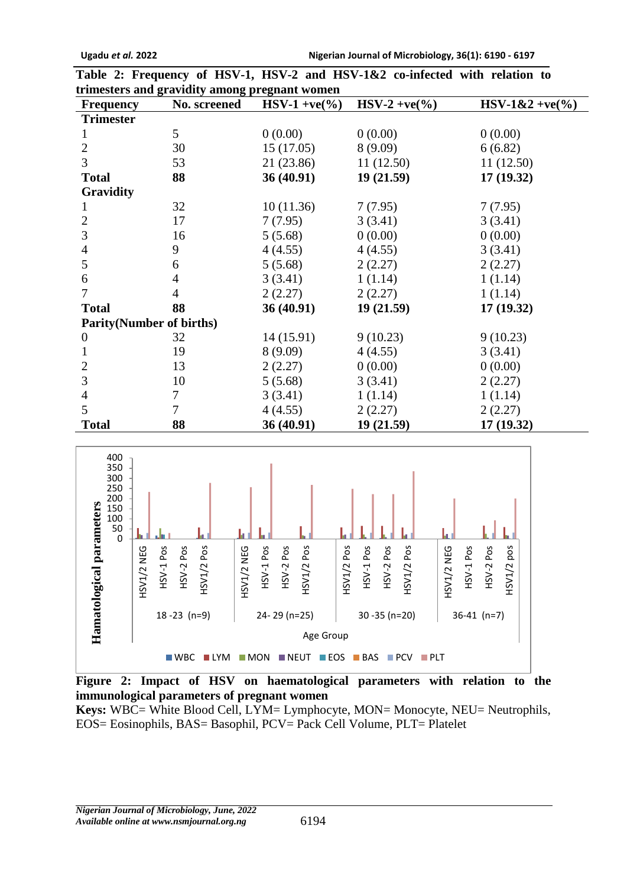**Table 2: Frequency of HSV-1, HSV-2 and HSV-1&2 co-infected with relation to trimesters and gravidity among pregnant women**

| Frequency | No. screened | HSV-1 +ve(%) | HSV-2 +ve(%) | HSV-1&2 +ve(%) |
|---|---|---|---|---|
| **Trimester** | | | | |
| 1 | 5 | 0 (0.00) | 0 (0.00) | 0 (0.00) |
| 2 | 30 | 15 (17.05) | 8 (9.09) | 6 (6.82) |
| 3 | 53 | 21 (23.86) | 11 (12.50) | 11 (12.50) |
| **Total** | **88** | **36 (40.91)** | **19 (21.59)** | **17 (19.32)** |
| **Gravidity** | | | | |
| 1 | 32 | 10 (11.36) | 7 (7.95) | 7 (7.95) |
| 2 | 17 | 7 (7.95) | 3 (3.41) | 3 (3.41) |
| 3 | 16 | 5 (5.68) | 0 (0.00) | 0 (0.00) |
| 4 | 9 | 4 (4.55) | 4 (4.55) | 3 (3.41) |
| 5 | 6 | 5 (5.68) | 2 (2.27) | 2 (2.27) |
| 6 | 4 | 3 (3.41) | 1 (1.14) | 1 (1.14) |
| 7 | 4 | 2 (2.27) | 2 (2.27) | 1 (1.14) |
| **Total** | **88** | **36 (40.91)** | **19 (21.59)** | **17 (19.32)** |
| **Parity(Number of births)** | | | | |
| 0 | 32 | 14 (15.91) | 9 (10.23) | 9 (10.23) |
| 1 | 19 | 8 (9.09) | 4 (4.55) | 3 (3.41) |
| 2 | 13 | 2 (2.27) | 0 (0.00) | 0 (0.00) |
| 3 | 10 | 5 (5.68) | 3 (3.41) | 2 (2.27) |
| 4 | 7 | 3 (3.41) | 1 (1.14) | 1 (1.14) |
| 5 | 7 | 4 (4.55) | 2 (2.27) | 2 (2.27) |
| **Total** | **88** | **36 (40.91)** | **19 (21.59)** | **17 (19.32)** |

**Figure 2: Impact of HSV on haematological parameters with relation to the immunological parameters of pregnant women**

**Keys:** WBC= White Blood Cell, LYM= Lymphocyte, MON= Monocyte, NEU= Neutrophils, EOS= Eosinophils, BAS= Basophil, PCV= Pack Cell Volume, PLT= Platelet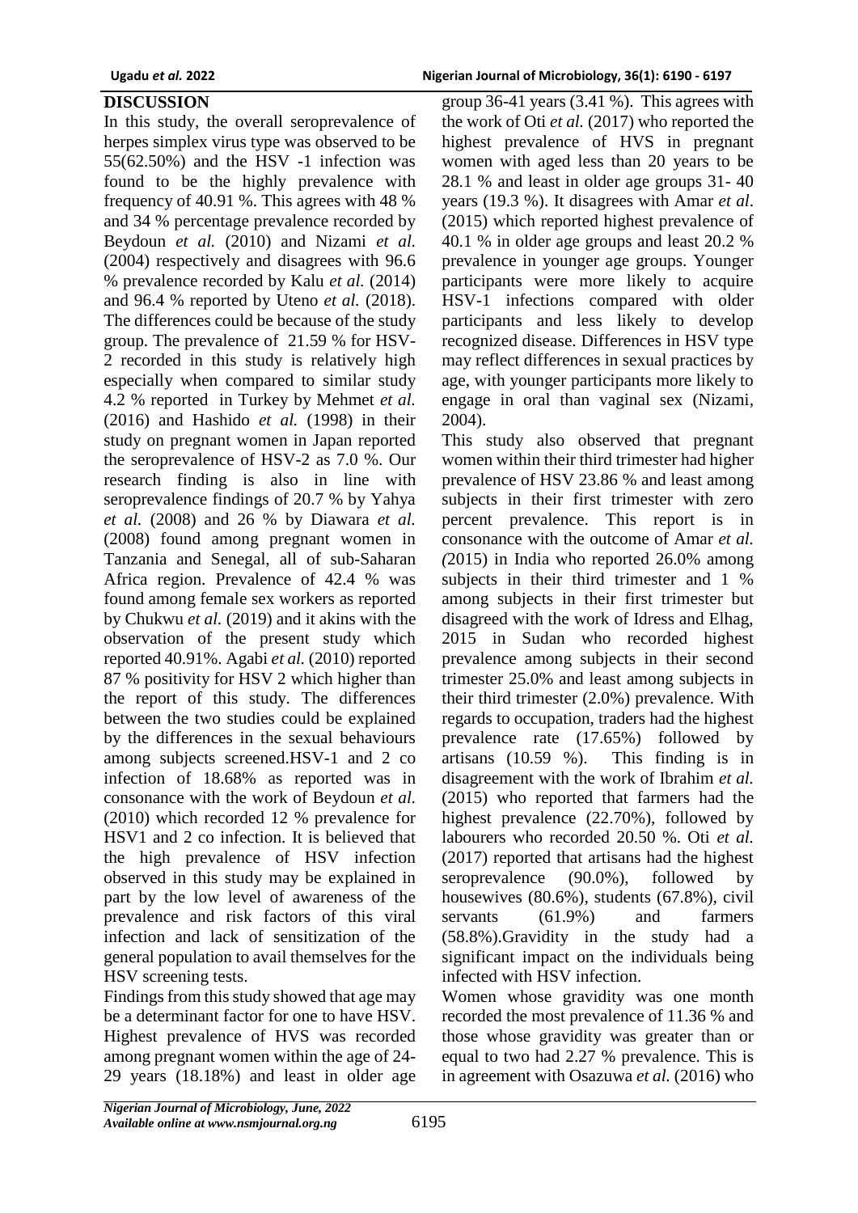## DISCUSSION

In this study, the overall seroprevalence of herpes simplex virus type was observed to be 55(62.50%) and the HSV -1 infection was found to be the highly prevalence with frequency of 40.91 %. This agrees with 48 % and 34 % percentage prevalence recorded by Beydoun *et al.* (2010) and Nizami *et al.* (2004) respectively and disagrees with 96.6 % prevalence recorded by Kalu *et al.* (2014) and 96.4 % reported by Uteno *et al.* (2018). The differences could be because of the study group. The prevalence of 21.59 % for HSV-2 recorded in this study is relatively high especially when compared to similar study 4.2 % reported in Turkey by Mehmet *et al.* (2016) and Hashido *et al.* (1998) in their study on pregnant women in Japan reported the seroprevalence of HSV-2 as 7.0 %. Our research finding is also in line with seroprevalence findings of 20.7 % by Yahya *et al.* (2008) and 26 % by Diawara *et al.* (2008) found among pregnant women in Tanzania and Senegal, all of sub-Saharan Africa region. Prevalence of 42.4 % was found among female sex workers as reported by Chukwu *et al.* (2019) and it akins with the observation of the present study which reported 40.91%. Agabi *et al.* (2010) reported 87 % positivity for HSV 2 which higher than the report of this study. The differences between the two studies could be explained by the differences in the sexual behaviours among subjects screened.HSV-1 and 2 co infection of 18.68% as reported was in consonance with the work of Beydoun *et al.* (2010) which recorded 12 % prevalence for HSV1 and 2 co infection. It is believed that the high prevalence of HSV infection observed in this study may be explained in part by the low level of awareness of the prevalence and risk factors of this viral infection and lack of sensitization of the general population to avail themselves for the HSV screening tests.

Findings from this study showed that age may be a determinant factor for one to have HSV. Highest prevalence of HVS was recorded among pregnant women within the age of 24-29 years (18.18%) and least in older age group 36-41 years (3.41 %). This agrees with the work of Oti *et al.* (2017) who reported the highest prevalence of HVS in pregnant women with aged less than 20 years to be 28.1 % and least in older age groups 31- 40 years (19.3 %). It disagrees with Amar *et al*. (2015) which reported highest prevalence of 40.1 % in older age groups and least 20.2 % prevalence in younger age groups. Younger participants were more likely to acquire HSV-1 infections compared with older participants and less likely to develop recognized disease. Differences in HSV type may reflect differences in sexual practices by age, with younger participants more likely to engage in oral than vaginal sex (Nizami, 2004).

This study also observed that pregnant women within their third trimester had higher prevalence of HSV 23.86 % and least among subjects in their first trimester with zero percent prevalence. This report is in consonance with the outcome of Amar *et al.* *(*2015) in India who reported 26.0% among subjects in their third trimester and 1 % among subjects in their first trimester but disagreed with the work of Idress and Elhag, 2015 in Sudan who recorded highest prevalence among subjects in their second trimester 25.0% and least among subjects in their third trimester (2.0%) prevalence. With regards to occupation, traders had the highest prevalence rate (17.65%) followed by artisans (10.59 %). This finding is in disagreement with the work of Ibrahim *et al.* (2015) who reported that farmers had the highest prevalence (22.70%), followed by labourers who recorded 20.50 %. Oti *et al.* (2017) reported that artisans had the highest seroprevalence (90.0%), followed by housewives (80.6%), students (67.8%), civil servants (61.9%) and farmers (58.8%).Gravidity in the study had a significant impact on the individuals being infected with HSV infection.

Women whose gravidity was one month recorded the most prevalence of 11.36 % and those whose gravidity was greater than or equal to two had 2.27 % prevalence. This is in agreement with Osazuwa *et al.* (2016) who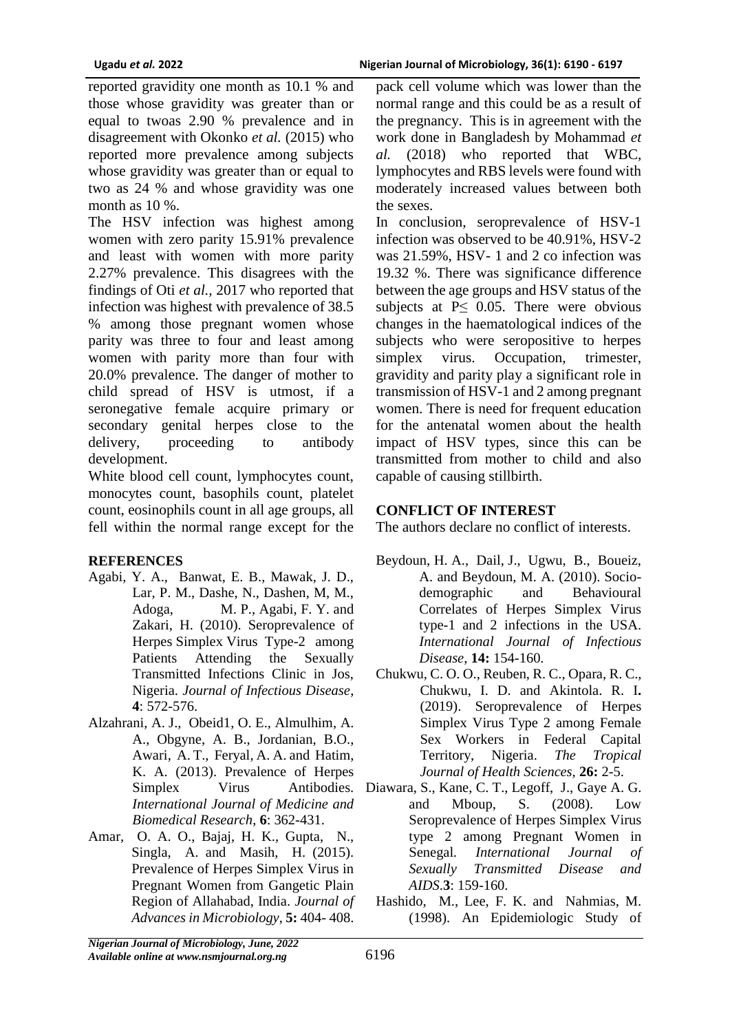reported gravidity one month as 10.1 % and those whose gravidity was greater than or equal to twoas 2.90 % prevalence and in disagreement with Okonko *et al.* (2015) who reported more prevalence among subjects whose gravidity was greater than or equal to two as 24 % and whose gravidity was one month as 10 %.

The HSV infection was highest among women with zero parity 15.91% prevalence and least with women with more parity 2.27% prevalence. This disagrees with the findings of Oti *et al.,* 2017 who reported that infection was highest with prevalence of 38.5 % among those pregnant women whose parity was three to four and least among women with parity more than four with 20.0% prevalence. The danger of mother to child spread of HSV is utmost, if a seronegative female acquire primary or secondary genital herpes close to the delivery, proceeding to antibody development.

White blood cell count, lymphocytes count, monocytes count, basophils count, platelet count, eosinophils count in all age groups, all fell within the normal range except for the pack cell volume which was lower than the normal range and this could be as a result of the pregnancy. This is in agreement with the work done in Bangladesh by Mohammad *et al.* (2018) who reported that WBC, lymphocytes and RBS levels were found with moderately increased values between both the sexes.

In conclusion, seroprevalence of HSV-1 infection was observed to be 40.91%, HSV-2 was 21.59%, HSV- 1 and 2 co infection was 19.32 %. There was significance difference between the age groups and HSV status of the subjects at $P \leq 0.05$. There were obvious changes in the haematological indices of the subjects who were seropositive to herpes simplex virus. Occupation, trimester, gravidity and parity play a significant role in transmission of HSV-1 and 2 among pregnant women. There is need for frequent education for the antenatal women about the health impact of HSV types, since this can be transmitted from mother to child and also capable of causing stillbirth.

## CONFLICT OF INTEREST

The authors declare no conflict of interests.

## REFERENCES

Agabi, Y. A., Banwat, E. B., Mawak, J. D., Lar, P. M., Dashe, N., Dashen, M, M., Adoga, M. P., Agabi, F. Y. and Zakari, H. (2010). Seroprevalence of Herpes Simplex Virus Type-2 among Patients Attending the Sexually Transmitted Infections Clinic in Jos, Nigeria. *Journal of Infectious Disease*, **4**: 572-576.

Alzahrani, A. J., Obeid1, O. E., Almulhim, A. A., Obgyne, A. B., Jordanian, B.O., Awari, A. T., Feryal, A. A. and Hatim, K. A. (2013). Prevalence of Herpes Simplex Virus Antibodies. *International Journal of Medicine and Biomedical Research*, **6**: 362-431.

Amar, O. A. O., Bajaj, H. K., Gupta, N., Singla, A. and Masih, H. (2015). Prevalence of Herpes Simplex Virus in Pregnant Women from Gangetic Plain Region of Allahabad, India. *Journal of Advances in Microbiology*, **5:** 404- 408.

Beydoun, H. A., Dail, J., Ugwu, B., Boueiz, A. and Beydoun, M. A. (2010). Socio-demographic and Behavioural Correlates of Herpes Simplex Virus type-1 and 2 infections in the USA. *International Journal of Infectious Disease*, **14:** 154-160.

Chukwu, C. O. O., Reuben, R. C., Opara, R. C., Chukwu, I. D. and Akintola. R. I**.** (2019). Seroprevalence of Herpes Simplex Virus Type 2 among Female Sex Workers in Federal Capital Territory, Nigeria. *The Tropical Journal of Health Sciences*, **26:** 2-5.

Diawara, S., Kane, C. T., Legoff, J., Gaye A. G. and Mboup, S. (2008). Low Seroprevalence of Herpes Simplex Virus type 2 among Pregnant Women in Senegal. *International Journal of Sexually Transmitted Disease and AIDS*.**3**: 159-160.

Hashido, M., Lee, F. K. and Nahmias, M. (1998). An Epidemiologic Study of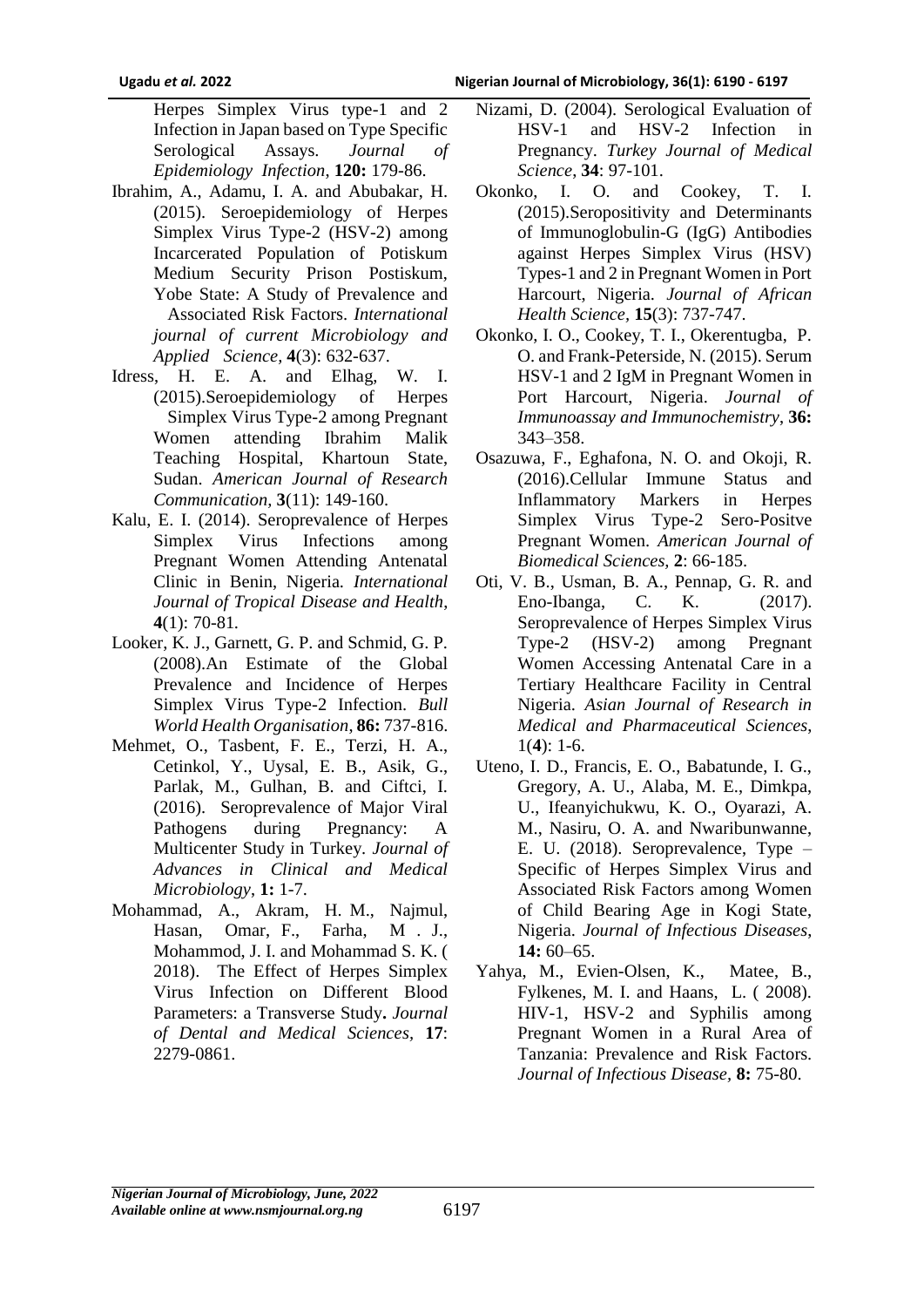Herpes Simplex Virus type-1 and 2 Infection in Japan based on Type Specific Serological Assays. *Journal of Epidemiology Infection,* **120:** 179-86.

Ibrahim, A., Adamu, I. A. and Abubakar, H. (2015). Seroepidemiology of Herpes Simplex Virus Type-2 (HSV-2) among Incarcerated Population of Potiskum Medium Security Prison Postiskum, Yobe State: A Study of Prevalence and Associated Risk Factors. *International journal of current Microbiology and Applied Science,* **4**(3): 632-637.

Idress, H. E. A. and Elhag, W. I. (2015).Seroepidemiology of Herpes Simplex Virus Type-2 among Pregnant Women attending Ibrahim Malik Teaching Hospital, Khartoun State, Sudan. *American Journal of Research Communication,* **3**(11): 149-160.

Kalu, E. I. (2014). Seroprevalence of Herpes Simplex Virus Infections among Pregnant Women Attending Antenatal Clinic in Benin, Nigeria*. International Journal of Tropical Disease and Health*, **4**(1): 70-81.

Looker, K. J., Garnett, G. P. and Schmid, G. P. (2008).An Estimate of the Global Prevalence and Incidence of Herpes Simplex Virus Type-2 Infection. *Bull World Health Organisation*, **86:** 737-816.

Mehmet, O., Tasbent, F. E., Terzi, H. A., Cetinkol, Y., Uysal, E. B., Asik, G., Parlak, M., Gulhan, B. and Ciftci, I. (2016). Seroprevalence of Major Viral Pathogens during Pregnancy: A Multicenter Study in Turkey. *Journal of Advances in Clinical and Medical Microbiology*, **1:** 1-7.

Mohammad, A., Akram, H. M., Najmul, Hasan, Omar, F., Farha, M . J., Mohammod, J. I. and Mohammad S. K. ( 2018). The Effect of Herpes Simplex Virus Infection on Different Blood Parameters: a Transverse Study**.** *Journal of Dental and Medical Sciences*, **17**: 2279-0861.

Nizami, D. (2004). Serological Evaluation of HSV-1 and HSV-2 Infection in Pregnancy. *Turkey Journal of Medical Science,* **34**: 97-101.

Okonko, I. O. and Cookey, T. I. (2015).Seropositivity and Determinants of Immunoglobulin-G (IgG) Antibodies against Herpes Simplex Virus (HSV) Types-1 and 2 in Pregnant Women in Port Harcourt, Nigeria*. Journal of African Health Science,* **15**(3): 737-747.

Okonko, I. O., Cookey, T. I., Okerentugba, P. O. and Frank-Peterside, N. (2015). Serum HSV-1 and 2 IgM in Pregnant Women in Port Harcourt, Nigeria. *Journal of Immunoassay and Immunochemistry,* **36:** 343–358.

Osazuwa, F., Eghafona, N. O. and Okoji, R. (2016).Cellular Immune Status and Inflammatory Markers in Herpes Simplex Virus Type-2 Sero-Positve Pregnant Women. *American Journal of Biomedical Sciences,* **2**: 66-185.

Oti, V. B., Usman, B. A., Pennap, G. R. and Eno-Ibanga, C. K. (2017). Seroprevalence of Herpes Simplex Virus Type-2 (HSV-2) among Pregnant Women Accessing Antenatal Care in a Tertiary Healthcare Facility in Central Nigeria. *Asian Journal of Research in Medical and Pharmaceutical Sciences*, 1(**4**): 1-6.

Uteno, I. D., Francis, E. O., Babatunde, I. G., Gregory, A. U., Alaba, M. E., Dimkpa, U., Ifeanyichukwu, K. O., Oyarazi, A. M., Nasiru, O. A. and Nwaribunwanne, E. U. (2018). Seroprevalence, Type – Specific of Herpes Simplex Virus and Associated Risk Factors among Women of Child Bearing Age in Kogi State, Nigeria. *Journal of Infectious Diseases*, **14:** 60–65.

Yahya, M., Evien-Olsen, K., Matee, B., Fylkenes, M. I. and Haans, L. ( 2008). HIV-1, HSV-2 and Syphilis among Pregnant Women in a Rural Area of Tanzania: Prevalence and Risk Factors. *Journal of Infectious Disease,* **8:** 75-80.